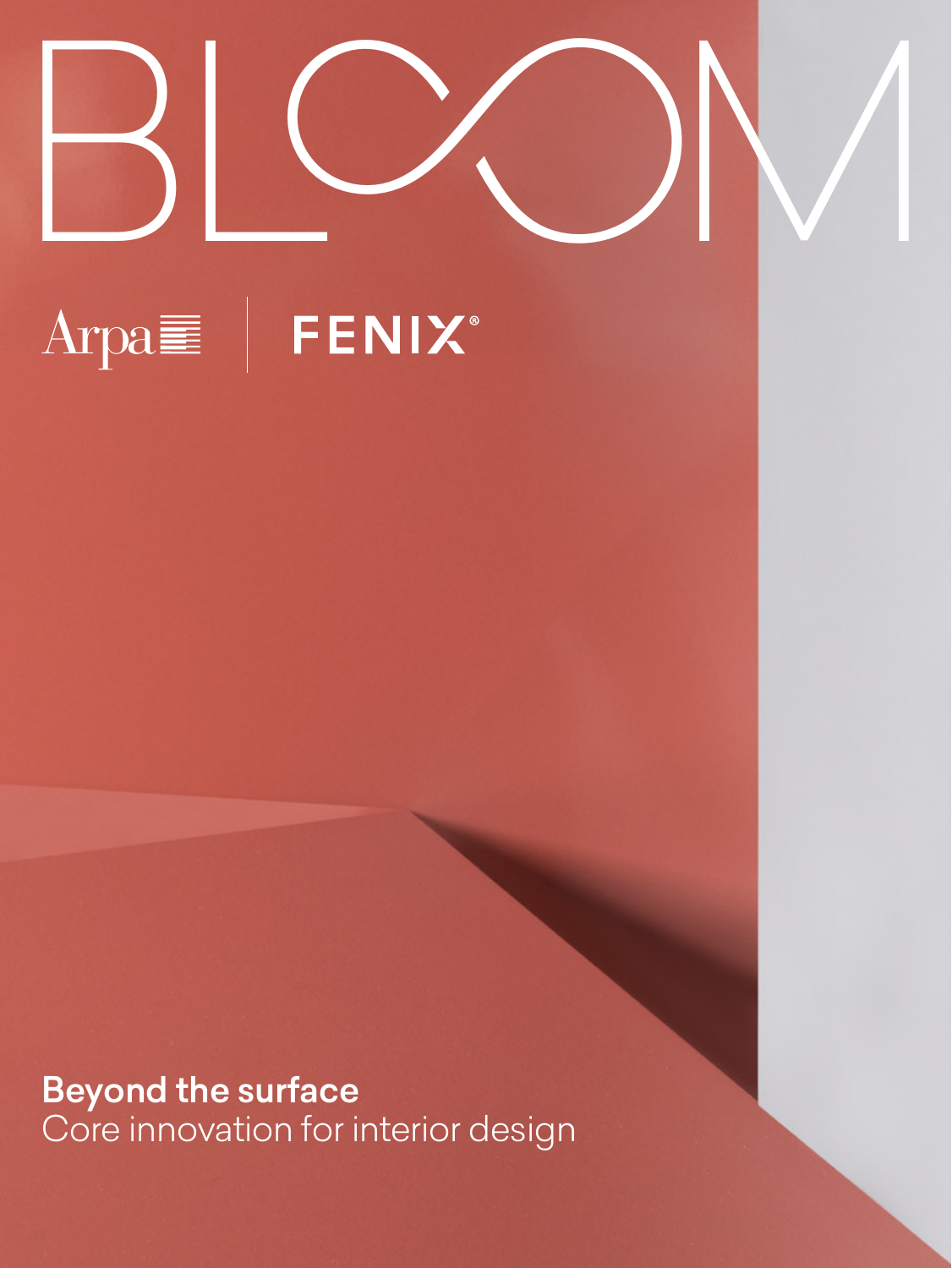# BLOOM

Arpa | FENIX®

**Beyond the surface**

Core innovation for interior design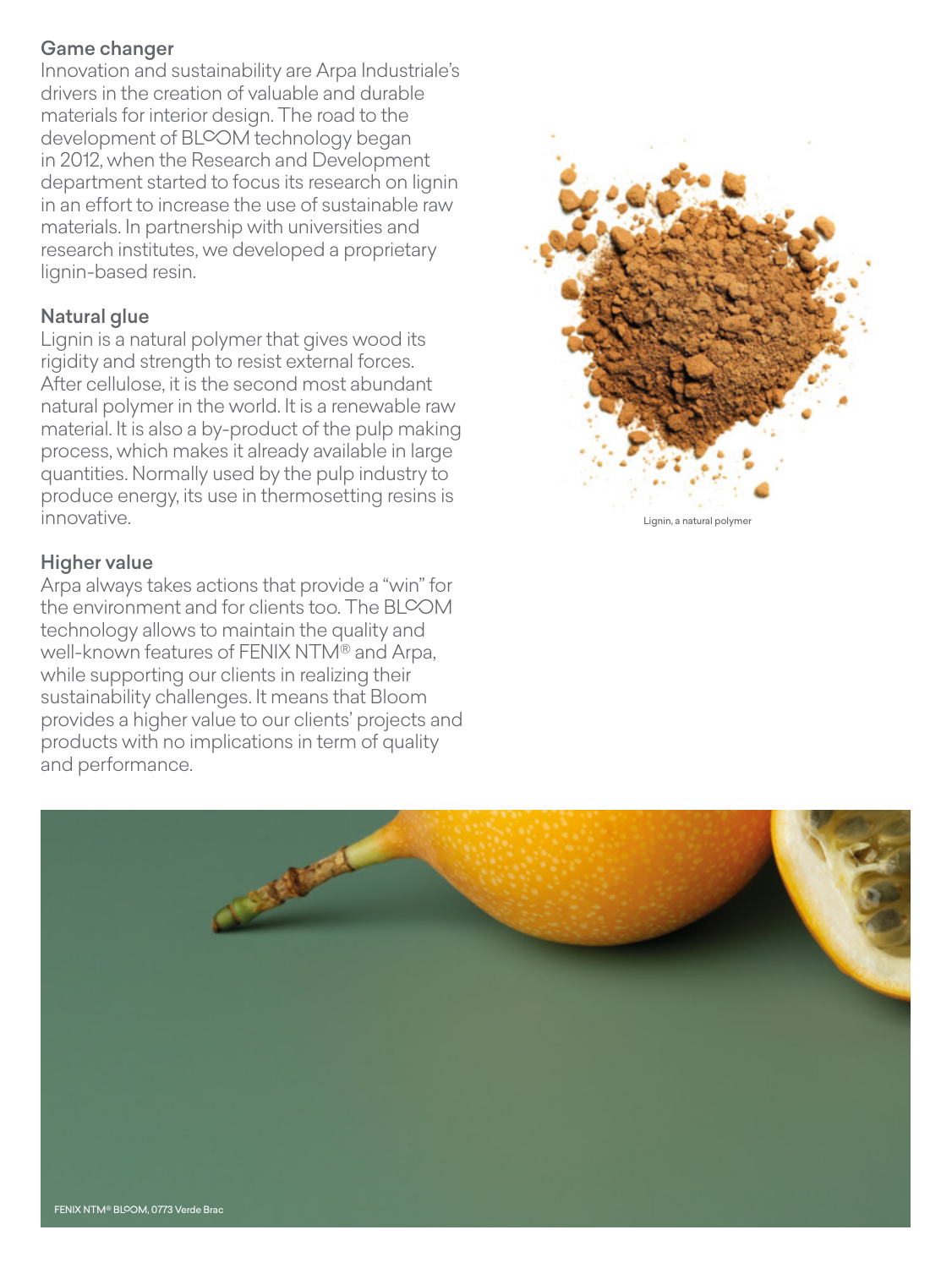## Game changer

Innovation and sustainability are Arpa Industriale's drivers in the creation of valuable and durable materials for interior design. The road to the development of BLOOM technology began in 2012, when the Research and Development department started to focus its research on lignin in an effort to increase the use of sustainable raw materials. In partnership with universities and research institutes, we developed a proprietary lignin-based resin.

## Natural glue

Lignin is a natural polymer that gives wood its rigidity and strength to resist external forces. After cellulose, it is the second most abundant natural polymer in the world. It is a renewable raw material. It is also a by-product of the pulp making process, which makes it already available in large quantities. Normally used by the pulp industry to produce energy, its use in thermosetting resins is innovative.

Lignin, a natural polymer

## Higher value

Arpa always takes actions that provide a "win" for the environment and for clients too. The BLOOM technology allows to maintain the quality and well-known features of FENIX NTM® and Arpa, while supporting our clients in realizing their sustainability challenges. It means that Bloom provides a higher value to our clients' projects and products with no implications in term of quality and performance.

FENIX NTM® BLOOM, 0773 Verde Brac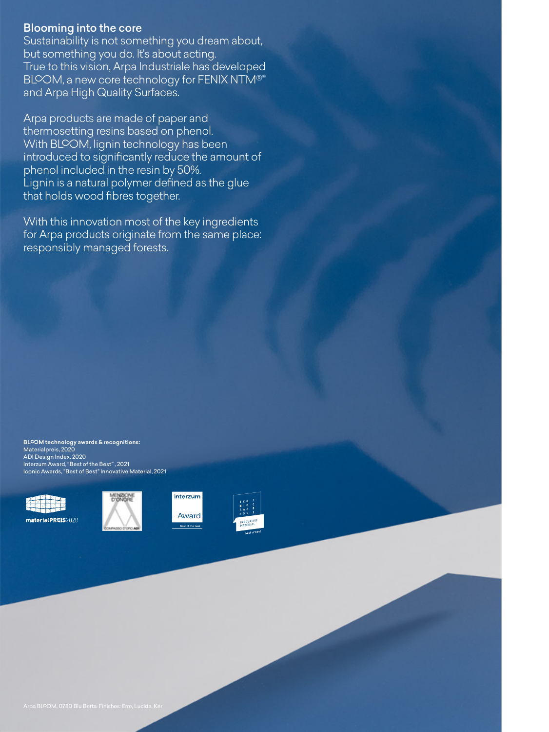## Blooming into the core

Sustainability is not something you dream about, but something you do. It's about acting. True to this vision, Arpa Industriale has developed BLOOM, a new core technology for FENIX NTM®® and Arpa High Quality Surfaces.

Arpa products are made of paper and thermosetting resins based on phenol. With BLOOM, lignin technology has been introduced to significantly reduce the amount of phenol included in the resin by 50%. Lignin is a natural polymer defined as the glue that holds wood fibres together.

With this innovation most of the key ingredients for Arpa products originate from the same place: responsibly managed forests.

**BLOOM technology awards & recognitions:**
Materialpreis, 2020
ADI Design Index, 2020
Interzum Award, "Best of the Best", 2021
Iconic Awards, "Best of Best" Innovative Material, 2021

materialPREIS2020

MENZIONE D'ONORE
COMPASSO D'ORO ADI

interzum Award
Best of the best

ICONIC AWARDS 2021
INNOVATIVE MATERIAL
best of best

Arpa BLOOM, 0780 Blu Berta. Finishes: Erre, Lucida, Kér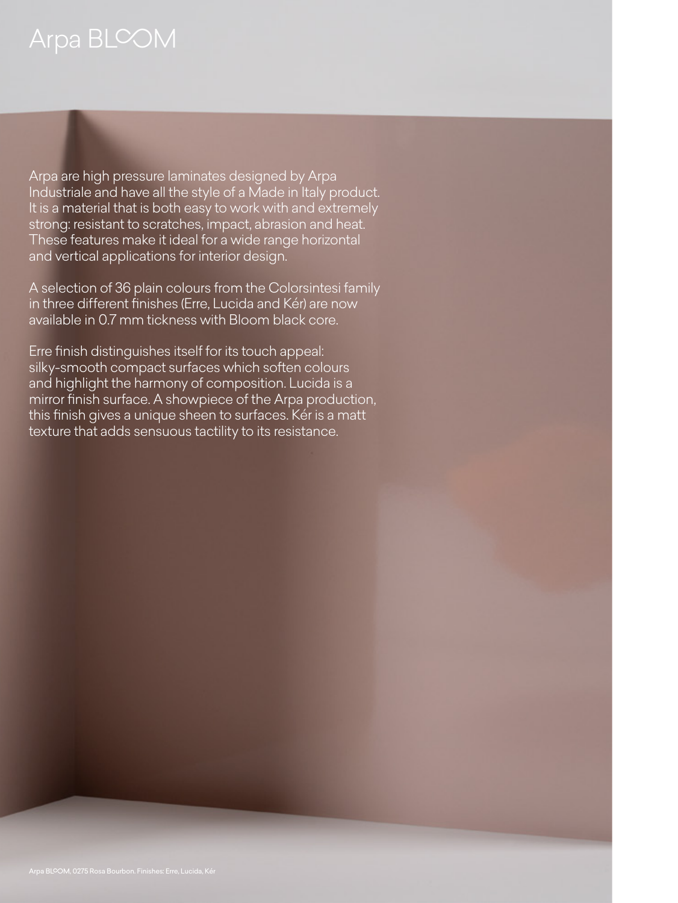# Arpa BLOOM

Arpa are high pressure laminates designed by Arpa Industriale and have all the style of a Made in Italy product. It is a material that is both easy to work with and extremely strong: resistant to scratches, impact, abrasion and heat. These features make it ideal for a wide range horizontal and vertical applications for interior design.

A selection of 36 plain colours from the Colorsintesi family in three different finishes (Erre, Lucida and Kér) are now available in 0.7 mm tickness with Bloom black core.

Erre finish distinguishes itself for its touch appeal: silky-smooth compact surfaces which soften colours and highlight the harmony of composition. Lucida is a mirror finish surface. A showpiece of the Arpa production, this finish gives a unique sheen to surfaces. Kér is a matt texture that adds sensuous tactility to its resistance.

Arpa BLOOM, 0275 Rosa Bourbon. Finishes: Erre, Lucida, Kér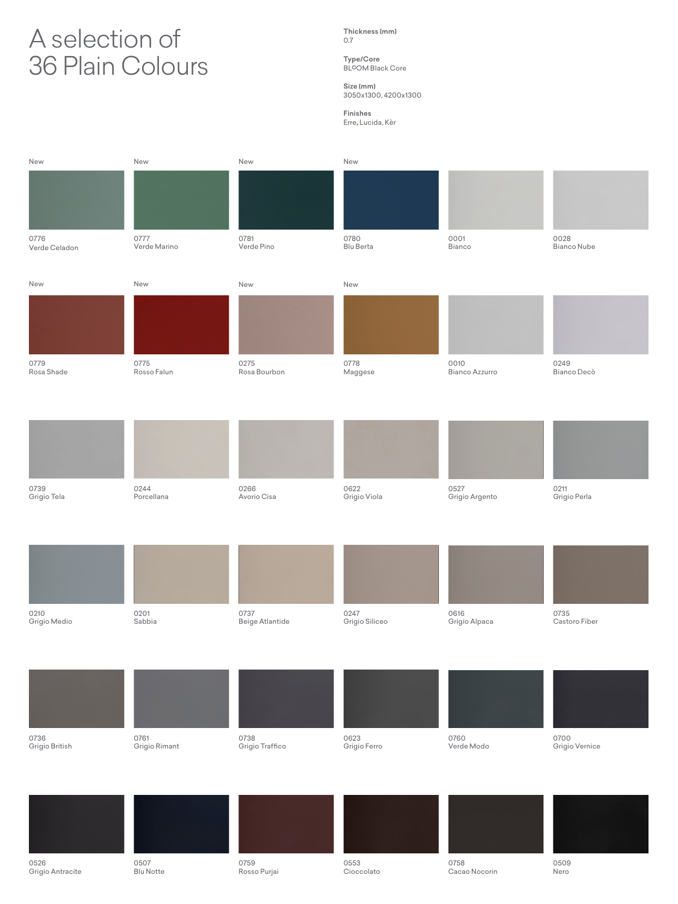# A selection of 36 Plain Colours

**Thickness (mm)**
0.7

**Type/Core**
BLOOM Black Core

**Size (mm)**
3050x1300, 4200x1300

**Finishes**
Erre, Lucida, Kèr

New
0776
Verde Celadon

New
0777
Verde Marino

New
0781
Verde Pino

New
0780
Blu Berta

0001
Bianco

0028
Bianco Nube

New
0779
Rosa Shade

New
0775
Rosso Falun

New
0275
Rosa Bourbon

New
0778
Maggese

0010
Bianco Azzurro

0249
Bianco Decò

0739
Grigio Tela

0244
Porcellana

0266
Avorio Cisa

0622
Grigio Viola

0527
Grigio Argento

0211
Grigio Perla

0210
Grigio Medio

0201
Sabbia

0737
Beige Atlantide

0247
Grigio Siliceo

0616
Grigio Alpaca

0735
Castoro Fiber

0736
Grigio British

0761
Grigio Rimant

0738
Grigio Traffico

0623
Grigio Ferro

0760
Verde Modo

0700
Grigio Vernice

0526
Grigio Antracite

0507
Blu Notte

0759
Rosso Purjai

0553
Cioccolato

0758
Cacao Nocorin

0509
Nero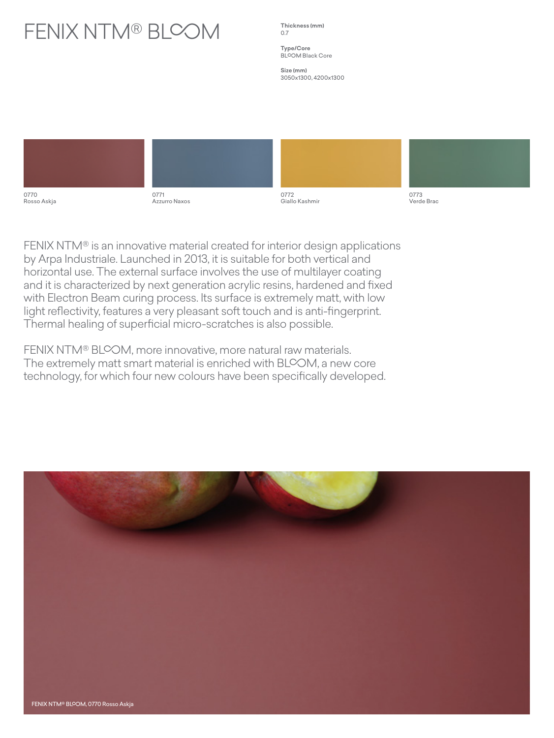# FENIX NTM® BLOOM

**Thickness (mm)**
0.7

**Type/Core**
BLOOM Black Core

**Size (mm)**
3050x1300, 4200x1300

0770
Rosso Askja

0771
Azzurro Naxos

0772
Giallo Kashmir

0773
Verde Brac

FENIX NTM® is an innovative material created for interior design applications by Arpa Industriale. Launched in 2013, it is suitable for both vertical and horizontal use. The external surface involves the use of multilayer coating and it is characterized by next generation acrylic resins, hardened and fixed with Electron Beam curing process. Its surface is extremely matt, with low light reflectivity, features a very pleasant soft touch and is anti-fingerprint. Thermal healing of superficial micro-scratches is also possible.

FENIX NTM® BLOOM, more innovative, more natural raw materials. The extremely matt smart material is enriched with BLOOM, a new core technology, for which four new colours have been specifically developed.

FENIX NTM® BLOOM, 0770 Rosso Askja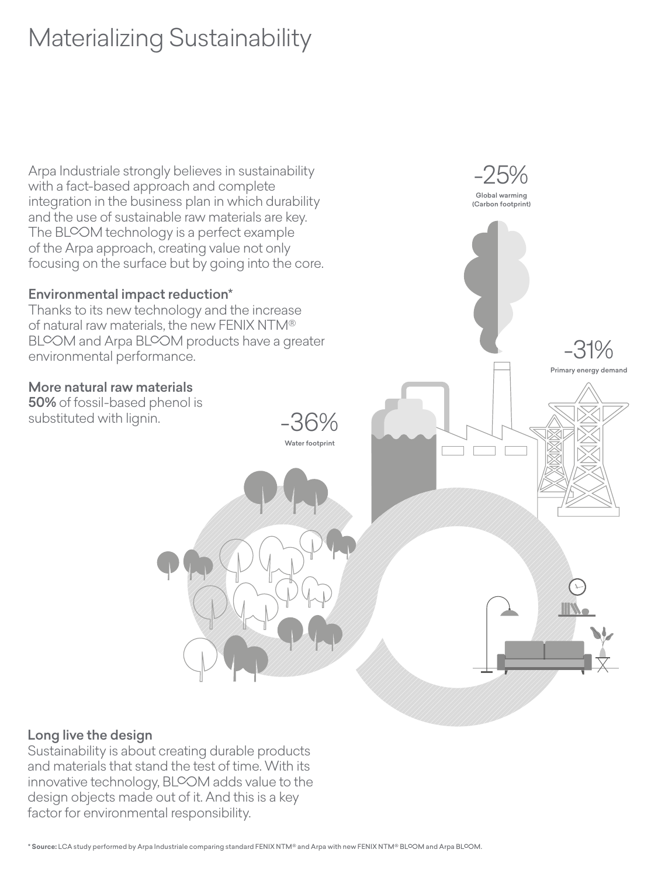# Materializing Sustainability

Arpa Industriale strongly believes in sustainability with a fact-based approach and complete integration in the business plan in which durability and the use of sustainable raw materials are key. The BLOOM technology is a perfect example of the Arpa approach, creating value not only focusing on the surface but by going into the core.

**Environmental impact reduction***

Thanks to its new technology and the increase of natural raw materials, the new FENIX NTM® BLOOM and Arpa BLOOM products have a greater environmental performance.

**More natural raw materials**

**50%** of fossil-based phenol is substituted with lignin.

-25%
Global warming (Carbon footprint)

-31%
Primary energy demand

-36%
Water footprint

**Long live the design**

Sustainability is about creating durable products and materials that stand the test of time. With its innovative technology, BLOOM adds value to the design objects made out of it. And this is a key factor for environmental responsibility.

* **Source:** LCA study performed by Arpa Industriale comparing standard FENIX NTM® and Arpa with new FENIX NTM® BLOOM and Arpa BLOOM.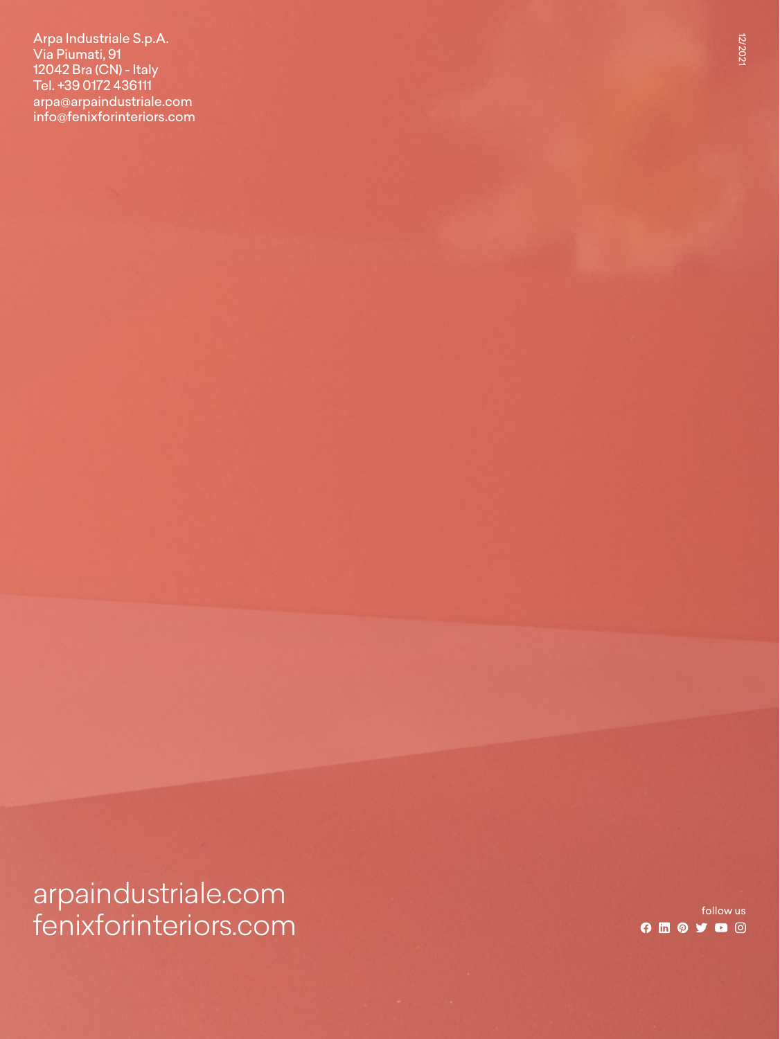Arpa Industriale S.p.A.
Via Piumati, 91
12042 Bra (CN) - Italy
Tel. +39 0172 436111
arpa@arpaindustriale.com
info@fenixforinteriors.com

12/2021

arpaindustriale.com
fenixforinteriors.com

follow us